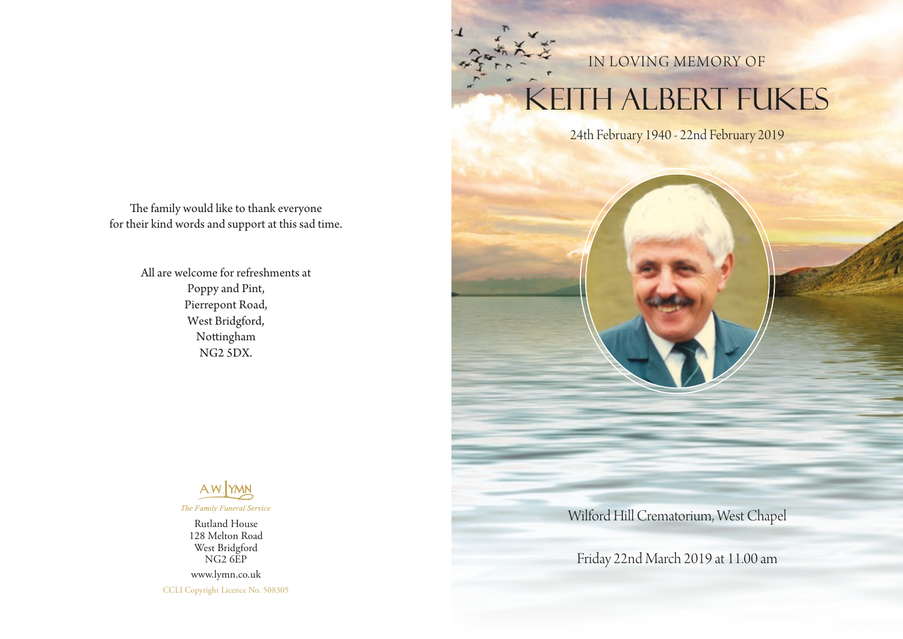The family would like to thank everyone for their kind words and support at this sad time.

All are welcome for refreshments at
Poppy and Pint,
Pierrepont Road,
West Bridgford,
Nottingham
NG2 5DX.

A.W. LYMN

*The Family Funeral Service*

Rutland House
128 Melton Road
West Bridgford
NG2 6EP

www.lymn.co.uk

CCLI Copyright Licence No. 508305

IN LOVING MEMORY OF

# KEITH ALBERT FUKES

24th February 1940 - 22nd February 2019

Wilford Hill Crematorium, West Chapel

Friday 22nd March 2019 at 11.00 am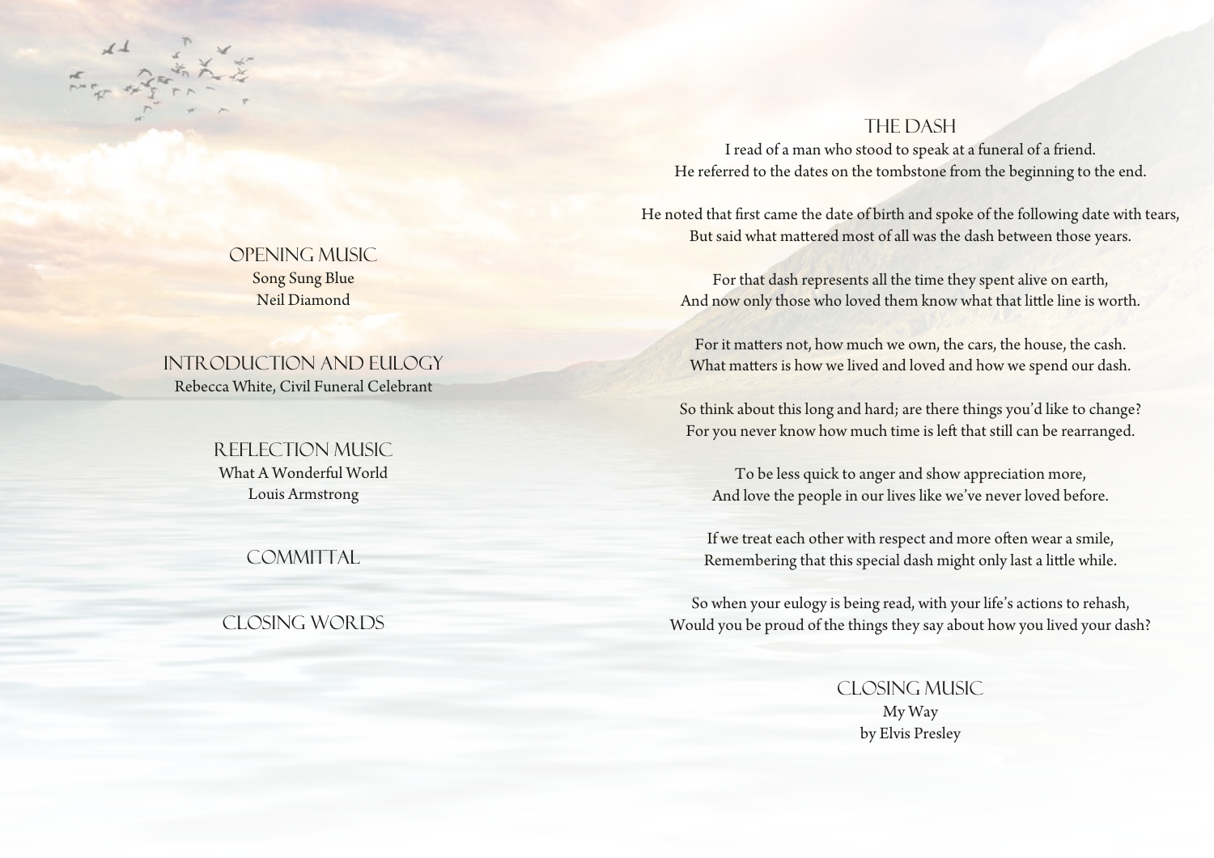## Opening Music

Song Sung Blue
Neil Diamond

## Introduction and Eulogy

Rebecca White, Civil Funeral Celebrant

## Reflection Music

What A Wonderful World
Louis Armstrong

## Committal

## Closing Words

## The Dash

I read of a man who stood to speak at a funeral of a friend.
He referred to the dates on the tombstone from the beginning to the end.

He noted that first came the date of birth and spoke of the following date with tears,
But said what mattered most of all was the dash between those years.

For that dash represents all the time they spent alive on earth,
And now only those who loved them know what that little line is worth.

For it matters not, how much we own, the cars, the house, the cash.
What matters is how we lived and loved and how we spend our dash.

So think about this long and hard; are there things you'd like to change?
For you never know how much time is left that still can be rearranged.

To be less quick to anger and show appreciation more,
And love the people in our lives like we've never loved before.

If we treat each other with respect and more often wear a smile,
Remembering that this special dash might only last a little while.

So when your eulogy is being read, with your life's actions to rehash,
Would you be proud of the things they say about how you lived your dash?

## Closing Music

My Way
by Elvis Presley